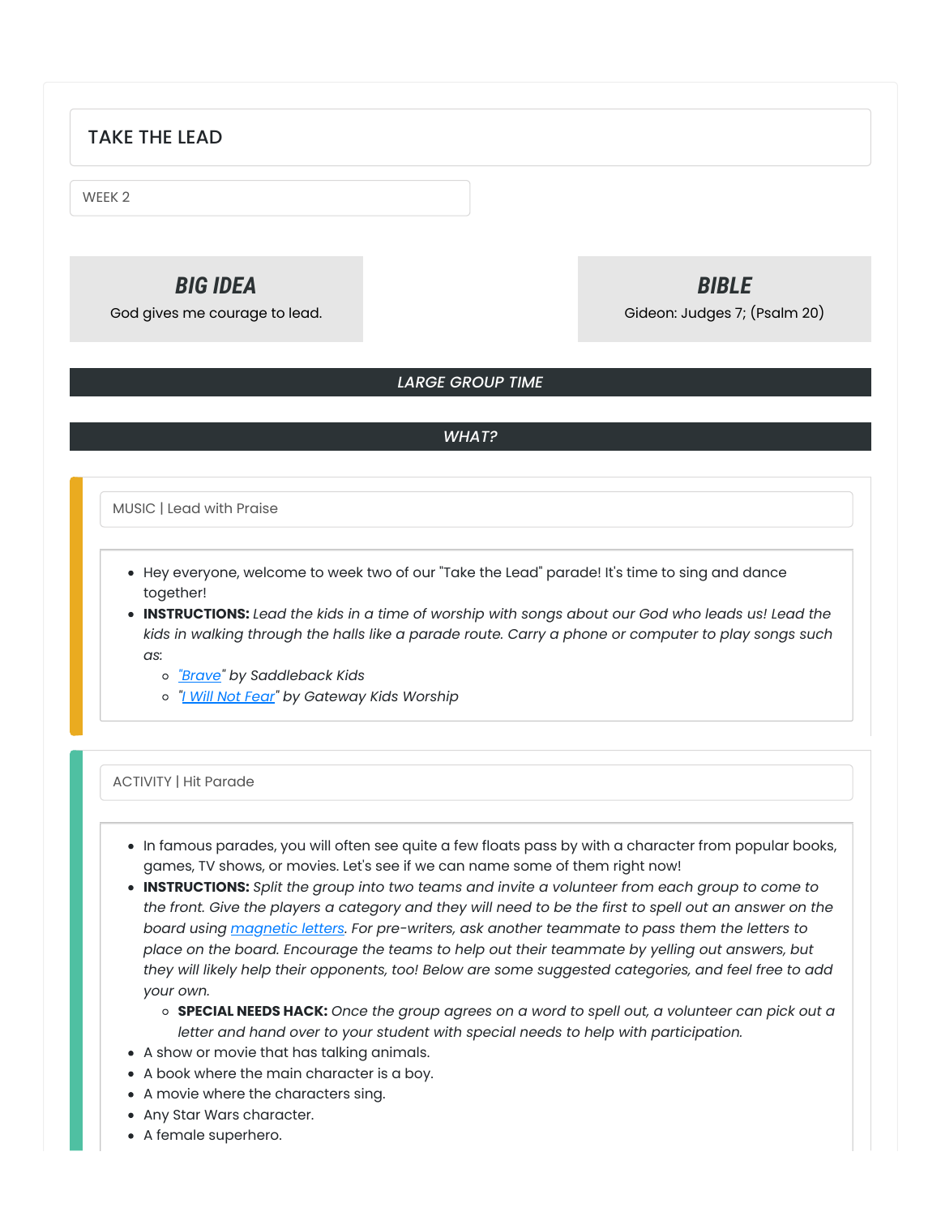# TAKE THE LEAD

WEEK 2

## *BIG IDEA*

God gives me courage to lead.

## *BIBLE*

Gideon: Judges 7; (Psalm 20)

## *LARGE GROUP TIME*

## *WHAT?*

### MUSIC | Lead with Praise

- Hey everyone, welcome to week two of our "Take the Lead" parade! It's time to sing and dance together!
- **INSTRUCTIONS:** *Lead the kids in a time of worship with songs about our God who leads us! Lead the kids in walking through the halls like a parade route. Carry a phone or computer to play songs such as:*
  - *"Brave" by Saddleback Kids*
  - *"I Will Not Fear" by Gateway Kids Worship*

### ACTIVITY | Hit Parade

- In famous parades, you will often see quite a few floats pass by with a character from popular books, games, TV shows, or movies. Let's see if we can name some of them right now!
- **INSTRUCTIONS:** *Split the group into two teams and invite a volunteer from each group to come to the front. Give the players a category and they will need to be the first to spell out an answer on the board using magnetic letters. For pre-writers, ask another teammate to pass them the letters to place on the board. Encourage the teams to help out their teammate by yelling out answers, but they will likely help their opponents, too! Below are some suggested categories, and feel free to add your own.*
  - **SPECIAL NEEDS HACK:** *Once the group agrees on a word to spell out, a volunteer can pick out a letter and hand over to your student with special needs to help with participation.*
- A show or movie that has talking animals.
- A book where the main character is a boy.
- A movie where the characters sing.
- Any Star Wars character.
- A female superhero.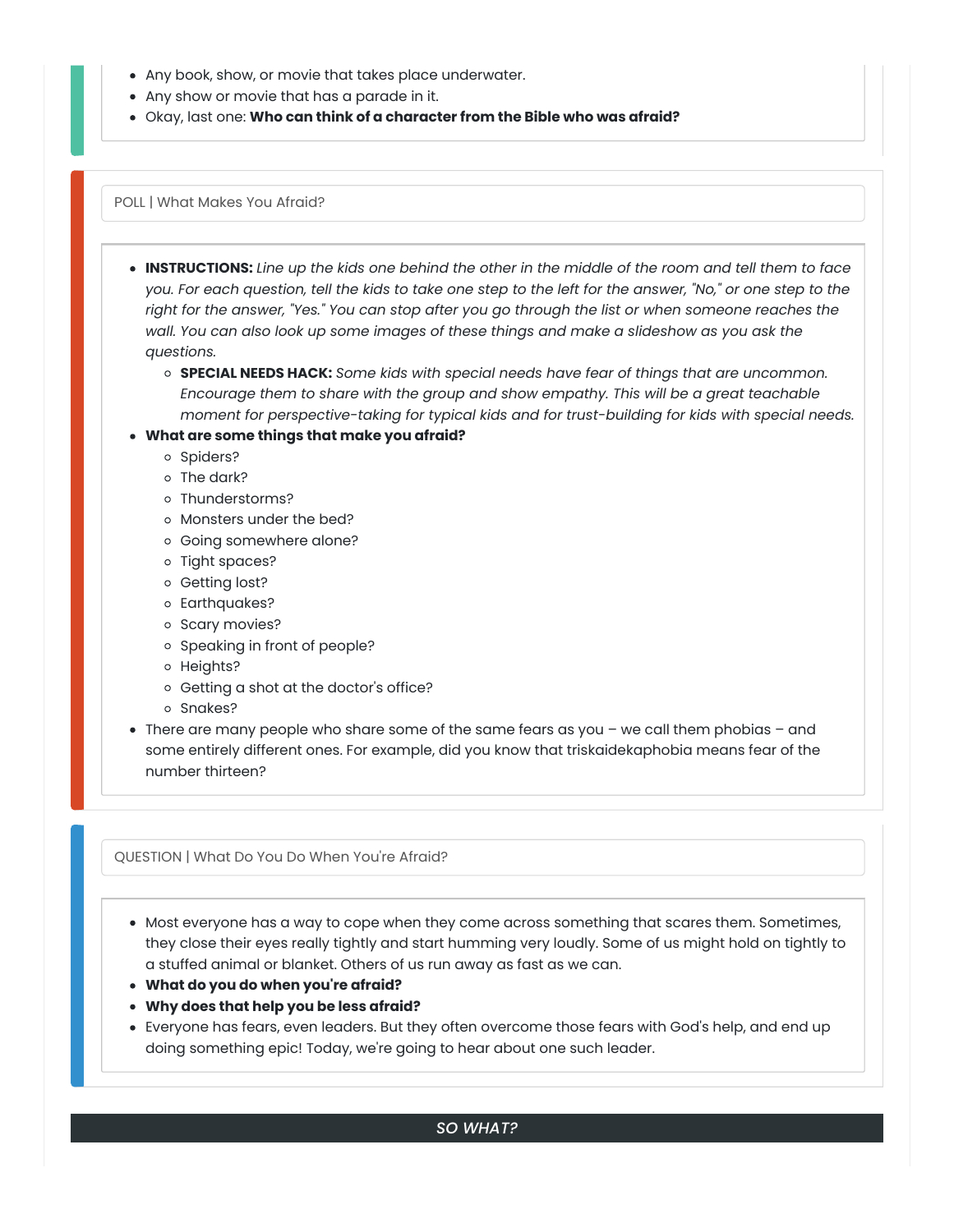- Any book, show, or movie that takes place underwater.
- Any show or movie that has a parade in it.
- Okay, last one: **Who can think of a character from the Bible who was afraid?**

POLL | What Makes You Afraid?

- **INSTRUCTIONS:** *Line up the kids one behind the other in the middle of the room and tell them to face you. For each question, tell the kids to take one step to the left for the answer, "No," or one step to the right for the answer, "Yes." You can stop after you go through the list or when someone reaches the wall. You can also look up some images of these things and make a slideshow as you ask the questions.*
  - **SPECIAL NEEDS HACK:** *Some kids with special needs have fear of things that are uncommon. Encourage them to share with the group and show empathy. This will be a great teachable moment for perspective-taking for typical kids and for trust-building for kids with special needs.*
- **What are some things that make you afraid?**
  - Spiders?
  - The dark?
  - Thunderstorms?
  - Monsters under the bed?
  - Going somewhere alone?
  - Tight spaces?
  - Getting lost?
  - Earthquakes?
  - Scary movies?
  - Speaking in front of people?
  - Heights?
  - Getting a shot at the doctor's office?
  - Snakes?
- There are many people who share some of the same fears as you – we call them phobias – and some entirely different ones. For example, did you know that triskaidekaphobia means fear of the number thirteen?

QUESTION | What Do You Do When You're Afraid?

- Most everyone has a way to cope when they come across something that scares them. Sometimes, they close their eyes really tightly and start humming very loudly. Some of us might hold on tightly to a stuffed animal or blanket. Others of us run away as fast as we can.
- **What do you do when you're afraid?**
- **Why does that help you be less afraid?**
- Everyone has fears, even leaders. But they often overcome those fears with God's help, and end up doing something epic! Today, we're going to hear about one such leader.

## *SO WHAT?*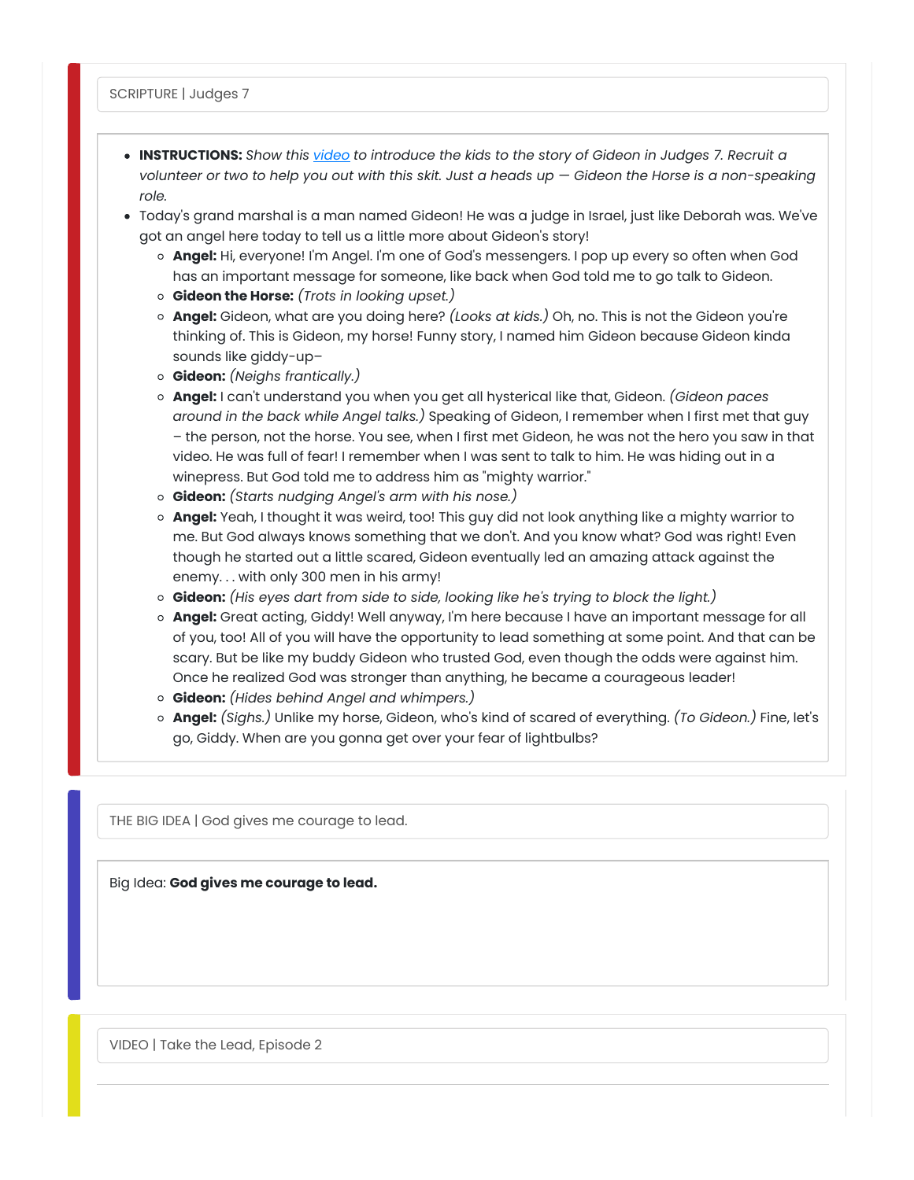SCRIPTURE | Judges 7

- **INSTRUCTIONS:** *Show this [video](video) to introduce the kids to the story of Gideon in Judges 7. Recruit a volunteer or two to help you out with this skit. Just a heads up — Gideon the Horse is a non-speaking role.*
- Today's grand marshal is a man named Gideon! He was a judge in Israel, just like Deborah was. We've got an angel here today to tell us a little more about Gideon's story!
    - **Angel:** Hi, everyone! I'm Angel. I'm one of God's messengers. I pop up every so often when God has an important message for someone, like back when God told me to go talk to Gideon.
    - **Gideon the Horse:** *(Trots in looking upset.)*
    - **Angel:** Gideon, what are you doing here? *(Looks at kids.)* Oh, no. This is not the Gideon you're thinking of. This is Gideon, my horse! Funny story, I named him Gideon because Gideon kinda sounds like giddy-up–
    - **Gideon:** *(Neighs frantically.)*
    - **Angel:** I can't understand you when you get all hysterical like that, Gideon. *(Gideon paces around in the back while Angel talks.)* Speaking of Gideon, I remember when I first met that guy – the person, not the horse. You see, when I first met Gideon, he was not the hero you saw in that video. He was full of fear! I remember when I was sent to talk to him. He was hiding out in a winepress. But God told me to address him as "mighty warrior."
    - **Gideon:** *(Starts nudging Angel's arm with his nose.)*
    - **Angel:** Yeah, I thought it was weird, too! This guy did not look anything like a mighty warrior to me. But God always knows something that we don't. And you know what? God was right! Even though he started out a little scared, Gideon eventually led an amazing attack against the enemy. . . with only 300 men in his army!
    - **Gideon:** *(His eyes dart from side to side, looking like he's trying to block the light.)*
    - **Angel:** Great acting, Giddy! Well anyway, I'm here because I have an important message for all of you, too! All of you will have the opportunity to lead something at some point. And that can be scary. But be like my buddy Gideon who trusted God, even though the odds were against him. Once he realized God was stronger than anything, he became a courageous leader!
    - **Gideon:** *(Hides behind Angel and whimpers.)*
    - **Angel:** *(Sighs.)* Unlike my horse, Gideon, who's kind of scared of everything. *(To Gideon.)* Fine, let's go, Giddy. When are you gonna get over your fear of lightbulbs?

THE BIG IDEA | God gives me courage to lead.

Big Idea: **God gives me courage to lead.**

VIDEO | Take the Lead, Episode 2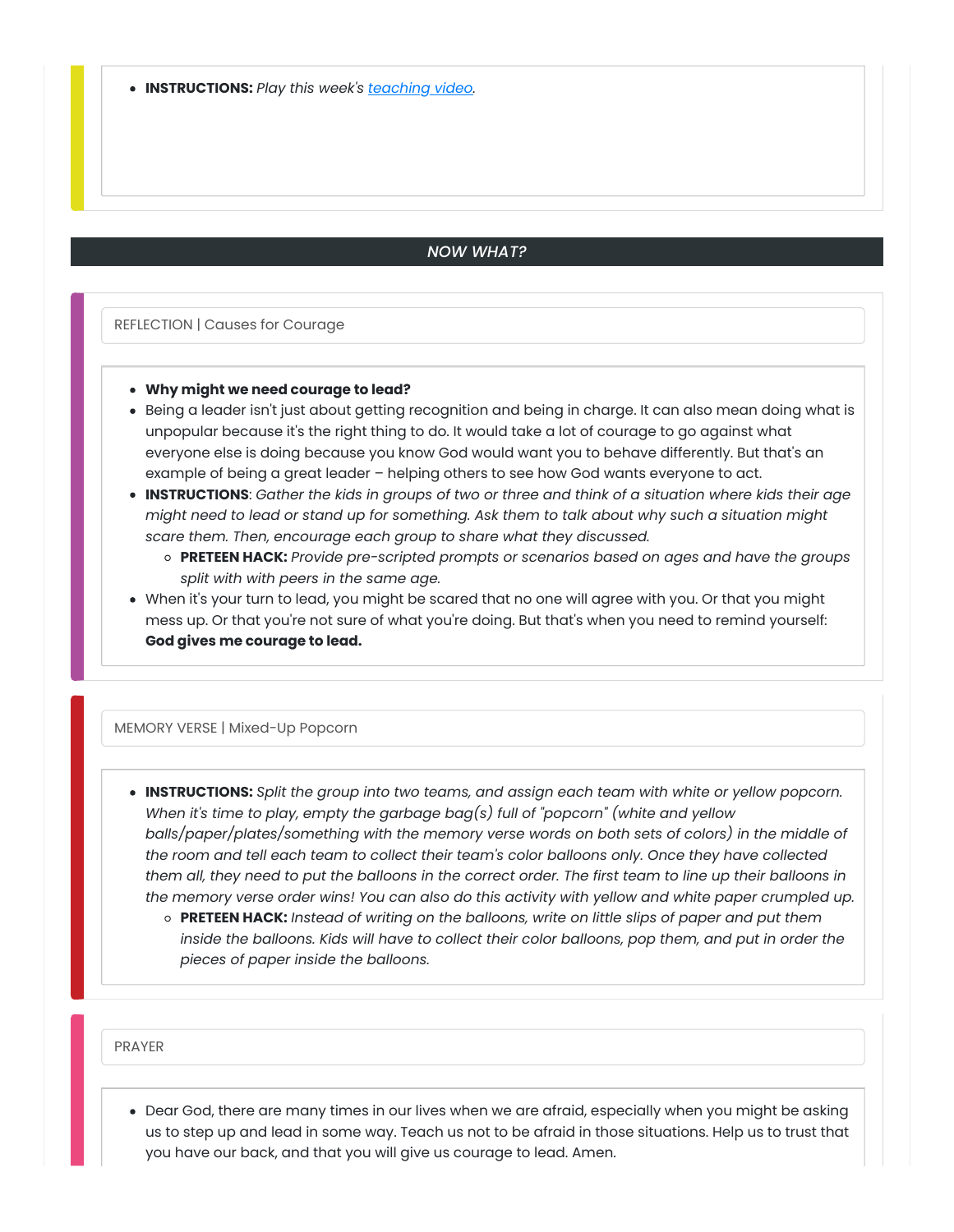- **INSTRUCTIONS:** *Play this week's [teaching video](#).*

## *NOW WHAT?*

REFLECTION | Causes for Courage

- **Why might we need courage to lead?**
- Being a leader isn't just about getting recognition and being in charge. It can also mean doing what is unpopular because it's the right thing to do. It would take a lot of courage to go against what everyone else is doing because you know God would want you to behave differently. But that's an example of being a great leader – helping others to see how God wants everyone to act.
- **INSTRUCTIONS**: *Gather the kids in groups of two or three and think of a situation where kids their age might need to lead or stand up for something. Ask them to talk about why such a situation might scare them. Then, encourage each group to share what they discussed.*
  - **PRETEEN HACK:** *Provide pre-scripted prompts or scenarios based on ages and have the groups split with with peers in the same age.*
- When it's your turn to lead, you might be scared that no one will agree with you. Or that you might mess up. Or that you're not sure of what you're doing. But that's when you need to remind yourself: **God gives me courage to lead.**

MEMORY VERSE | Mixed-Up Popcorn

- **INSTRUCTIONS:** *Split the group into two teams, and assign each team with white or yellow popcorn. When it's time to play, empty the garbage bag(s) full of "popcorn" (white and yellow balls/paper/plates/something with the memory verse words on both sets of colors) in the middle of the room and tell each team to collect their team's color balloons only. Once they have collected them all, they need to put the balloons in the correct order. The first team to line up their balloons in the memory verse order wins! You can also do this activity with yellow and white paper crumpled up.*
  - **PRETEEN HACK:** *Instead of writing on the balloons, write on little slips of paper and put them inside the balloons. Kids will have to collect their color balloons, pop them, and put in order the pieces of paper inside the balloons.*

PRAYER

- Dear God, there are many times in our lives when we are afraid, especially when you might be asking us to step up and lead in some way. Teach us not to be afraid in those situations. Help us to trust that you have our back, and that you will give us courage to lead. Amen.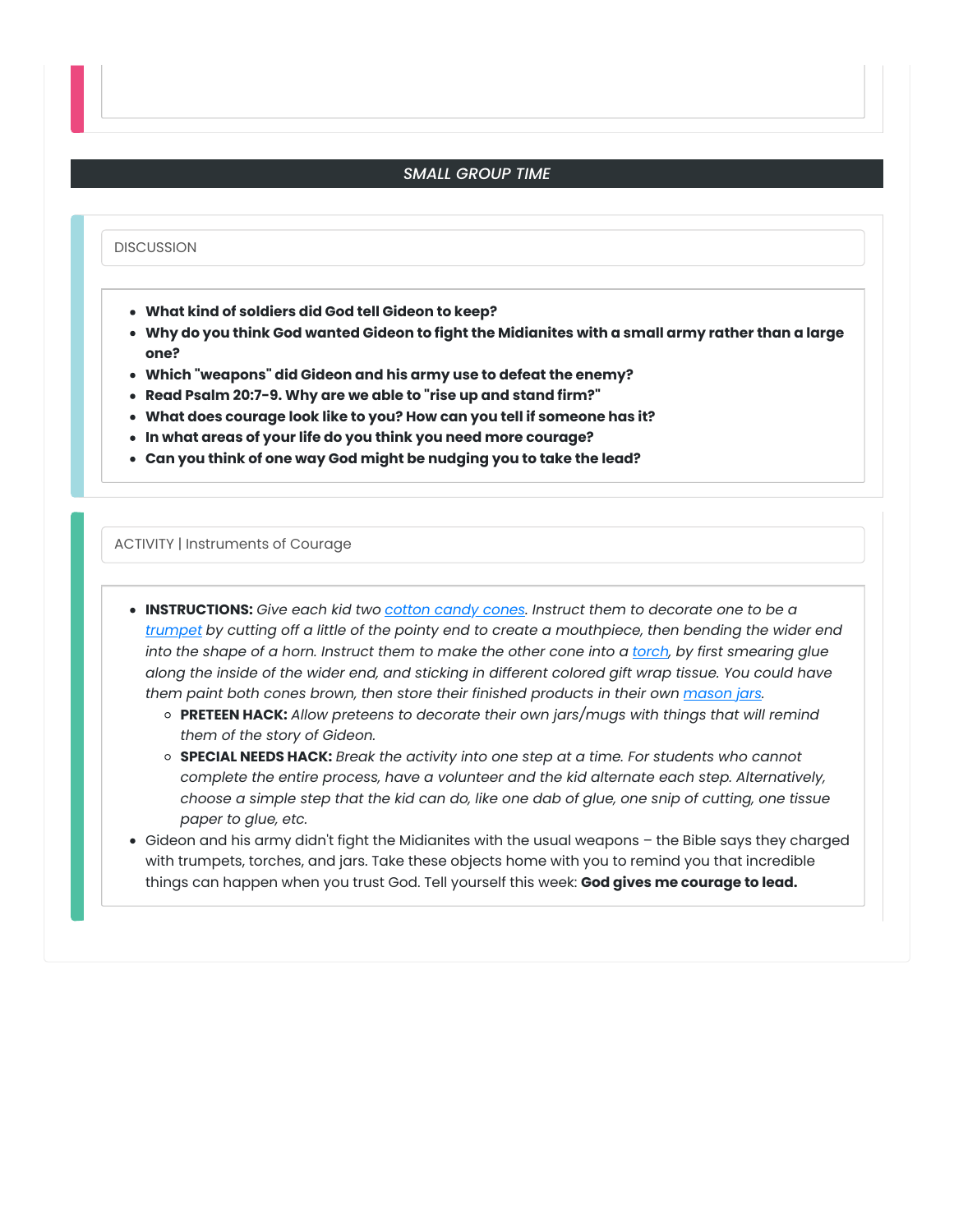## *SMALL GROUP TIME*

### DISCUSSION

- **What kind of soldiers did God tell Gideon to keep?**
- **Why do you think God wanted Gideon to fight the Midianites with a small army rather than a large one?**
- **Which "weapons" did Gideon and his army use to defeat the enemy?**
- **Read Psalm 20:7-9. Why are we able to "rise up and stand firm?"**
- **What does courage look like to you? How can you tell if someone has it?**
- **In what areas of your life do you think you need more courage?**
- **Can you think of one way God might be nudging you to take the lead?**

### ACTIVITY | Instruments of Courage

- **INSTRUCTIONS:** *Give each kid two cotton candy cones. Instruct them to decorate one to be a trumpet by cutting off a little of the pointy end to create a mouthpiece, then bending the wider end into the shape of a horn. Instruct them to make the other cone into a torch, by first smearing glue along the inside of the wider end, and sticking in different colored gift wrap tissue. You could have them paint both cones brown, then store their finished products in their own mason jars.*
  - **PRETEEN HACK:** *Allow preteens to decorate their own jars/mugs with things that will remind them of the story of Gideon.*
  - **SPECIAL NEEDS HACK:** *Break the activity into one step at a time. For students who cannot complete the entire process, have a volunteer and the kid alternate each step. Alternatively, choose a simple step that the kid can do, like one dab of glue, one snip of cutting, one tissue paper to glue, etc.*
- Gideon and his army didn't fight the Midianites with the usual weapons – the Bible says they charged with trumpets, torches, and jars. Take these objects home with you to remind you that incredible things can happen when you trust God. Tell yourself this week: **God gives me courage to lead.**